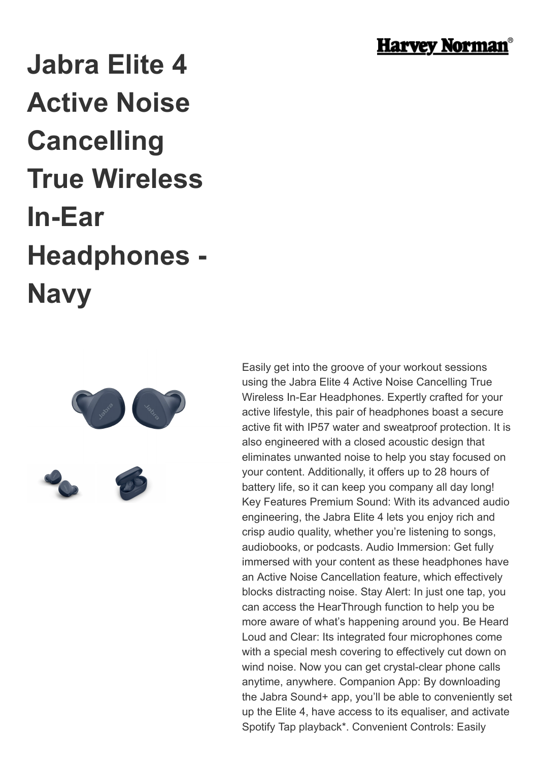# Jabra Elite 4 Active Noise Cancelling True Wireless In-Ear Headphones - Navy

Easily get into the groove of your workout sessions using the Jabra Elite 4 Active Noise Cancelling True Wireless In-Ear Headphones. Expertly crafted for your active lifestyle, this pair of headphones boast a secure active fit with IP57 water and sweatproof protection. It is also engineered with a closed acoustic design that eliminates unwanted noise to help you stay focused on your content. Additionally, it offers up to 28 hours of battery life, so it can keep you company all day long! Key Features Premium Sound: With its advanced audio engineering, the Jabra Elite 4 lets you enjoy rich and crisp audio quality, whether you're listening to songs, audiobooks, or podcasts. Audio Immersion: Get fully immersed with your content as these headphones have an Active Noise Cancellation feature, which effectively blocks distracting noise. Stay Alert: In just one tap, you can access the HearThrough function to help you be more aware of what's happening around you. Be Heard Loud and Clear: Its integrated four microphones come with a special mesh covering to effectively cut down on wind noise. Now you can get crystal-clear phone calls anytime, anywhere. Companion App: By downloading the Jabra Sound+ app, you'll be able to conveniently set up the Elite 4, have access to its equaliser, and activate Spotify Tap playback*. Convenient Controls: Easily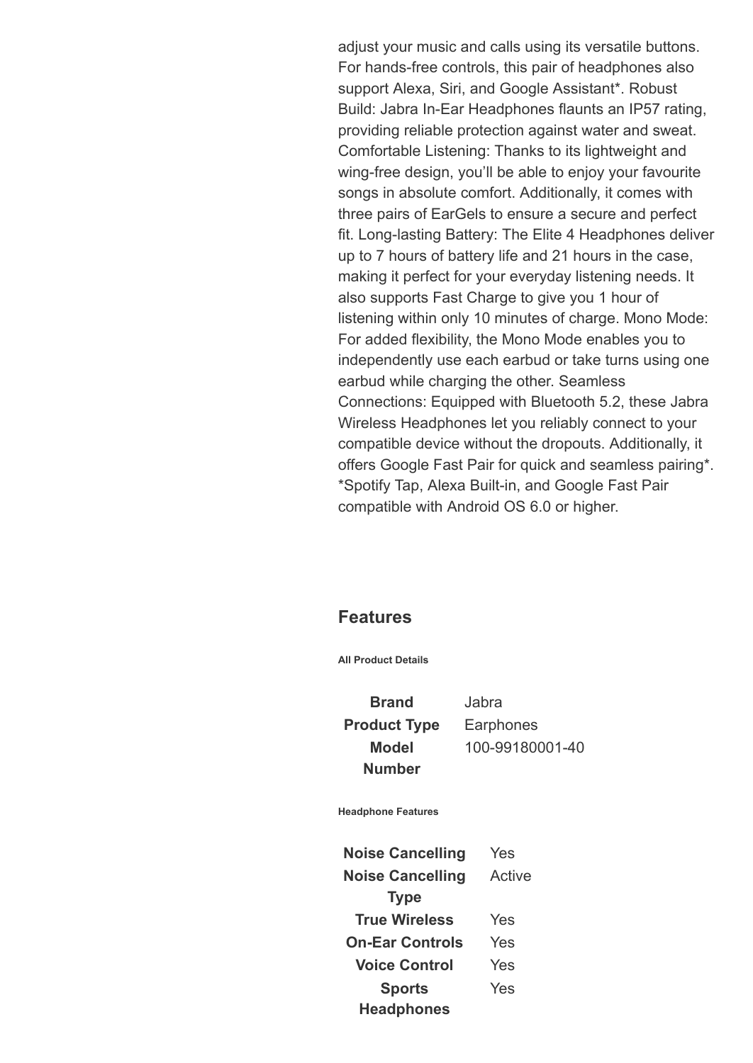adjust your music and calls using its versatile buttons. For hands-free controls, this pair of headphones also support Alexa, Siri, and Google Assistant*. Robust Build: Jabra In-Ear Headphones flaunts an IP57 rating, providing reliable protection against water and sweat. Comfortable Listening: Thanks to its lightweight and wing-free design, you'll be able to enjoy your favourite songs in absolute comfort. Additionally, it comes with three pairs of EarGels to ensure a secure and perfect fit. Long-lasting Battery: The Elite 4 Headphones deliver up to 7 hours of battery life and 21 hours in the case, making it perfect for your everyday listening needs. It also supports Fast Charge to give you 1 hour of listening within only 10 minutes of charge. Mono Mode: For added flexibility, the Mono Mode enables you to independently use each earbud or take turns using one earbud while charging the other. Seamless Connections: Equipped with Bluetooth 5.2, these Jabra Wireless Headphones let you reliably connect to your compatible device without the dropouts. Additionally, it offers Google Fast Pair for quick and seamless pairing*. *Spotify Tap, Alexa Built-in, and Google Fast Pair compatible with Android OS 6.0 or higher.

## Features

**All Product Details**

| | |
|---|---|
| **Brand** | Jabra |
| **Product Type** | Earphones |
| **Model Number** | 100-99180001-40 |

**Headphone Features**

| | |
|---|---|
| **Noise Cancelling** | Yes |
| **Noise Cancelling Type** | Active |
| **True Wireless** | Yes |
| **On-Ear Controls** | Yes |
| **Voice Control** | Yes |
| **Sports Headphones** | Yes |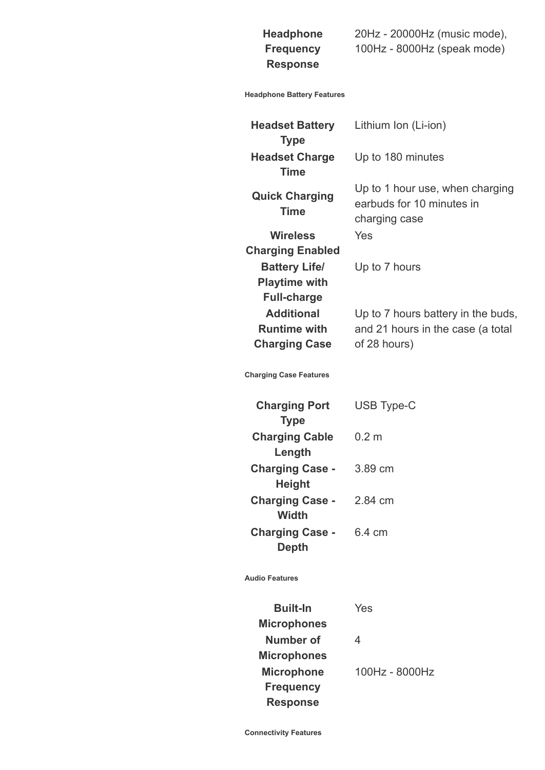| | |
|---|---|
| **Headphone Frequency Response** | 20Hz - 20000Hz (music mode), 100Hz - 8000Hz (speak mode) |

##### Headphone Battery Features

| | |
|---|---|
| **Headset Battery Type** | Lithium Ion (Li-ion) |
| **Headset Charge Time** | Up to 180 minutes |
| **Quick Charging Time** | Up to 1 hour use, when charging earbuds for 10 minutes in charging case |
| **Wireless Charging Enabled** | Yes |
| **Battery Life/ Playtime with Full-charge** | Up to 7 hours |
| **Additional Runtime with Charging Case** | Up to 7 hours battery in the buds, and 21 hours in the case (a total of 28 hours) |

##### Charging Case Features

| | |
|---|---|
| **Charging Port Type** | USB Type-C |
| **Charging Cable Length** | 0.2 m |
| **Charging Case - Height** | 3.89 cm |
| **Charging Case - Width** | 2.84 cm |
| **Charging Case - Depth** | 6.4 cm |

##### Audio Features

| | |
|---|---|
| **Built-In Microphones** | Yes |
| **Number of Microphones** | 4 |
| **Microphone Frequency Response** | 100Hz - 8000Hz |

##### Connectivity Features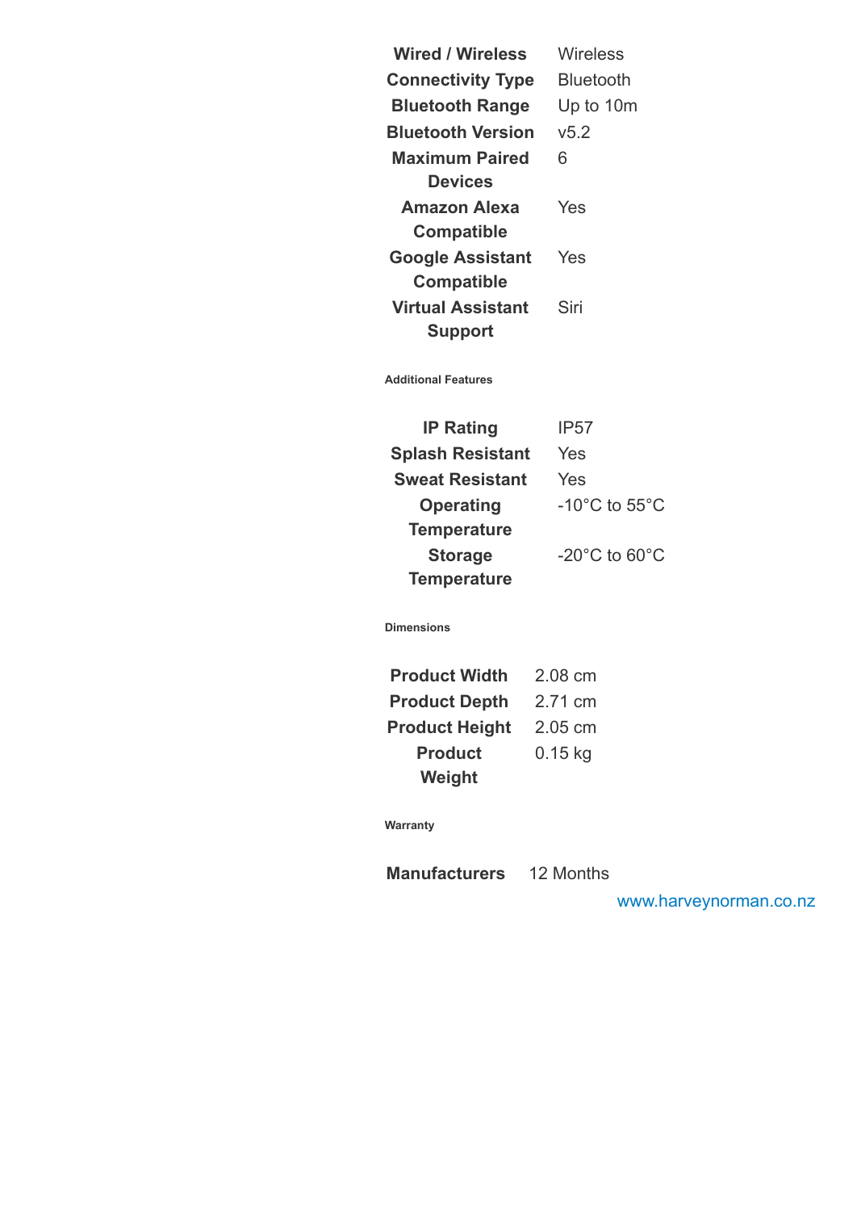| | |
|---|---|
| **Wired / Wireless** | Wireless |
| **Connectivity Type** | Bluetooth |
| **Bluetooth Range** | Up to 10m |
| **Bluetooth Version** | v5.2 |
| **Maximum Paired Devices** | 6 |
| **Amazon Alexa Compatible** | Yes |
| **Google Assistant Compatible** | Yes |
| **Virtual Assistant Support** | Siri |

#### Additional Features

| | |
|---|---|
| **IP Rating** | IP57 |
| **Splash Resistant** | Yes |
| **Sweat Resistant** | Yes |
| **Operating Temperature** | -10°C to 55°C |
| **Storage Temperature** | -20°C to 60°C |

#### Dimensions

| | |
|---|---|
| **Product Width** | 2.08 cm |
| **Product Depth** | 2.71 cm |
| **Product Height** | 2.05 cm |
| **Product Weight** | 0.15 kg |

#### Warranty

| | |
|---|---|
| **Manufacturers** | 12 Months |

www.harveynorman.co.nz